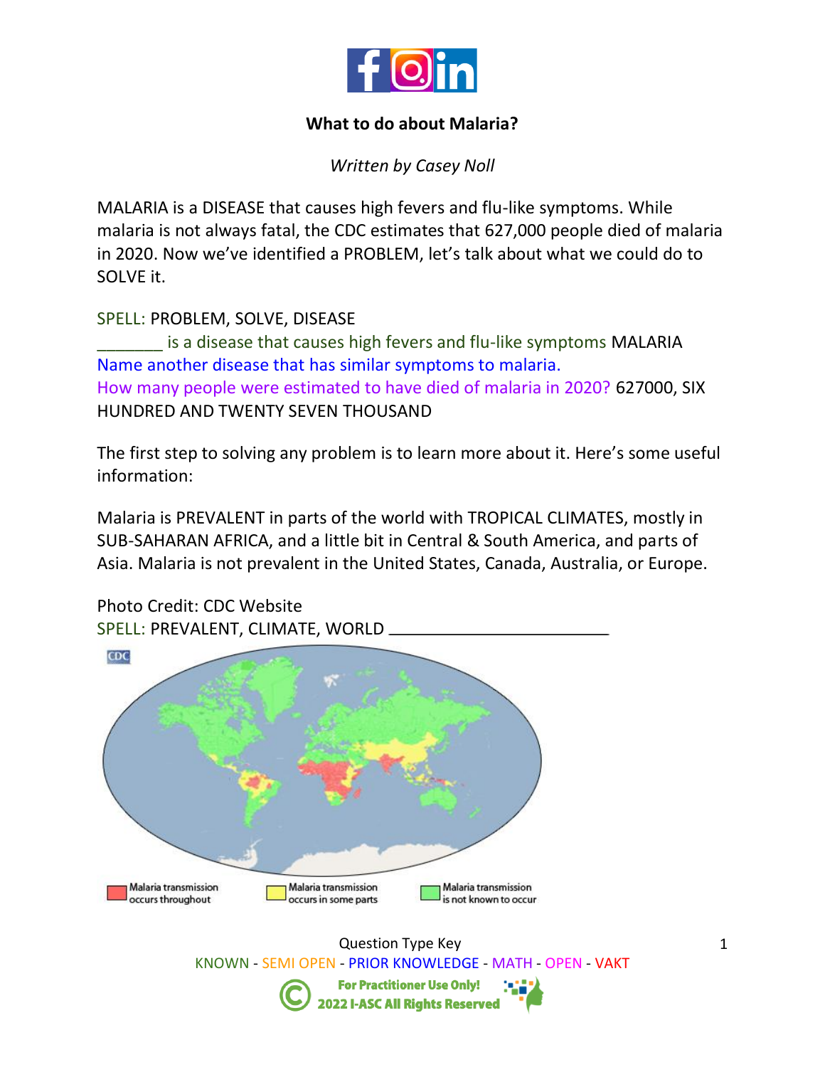# What to do about Malaria?

*Written by Casey Noll*

MALARIA is a DISEASE that causes high fevers and flu-like symptoms. While malaria is not always fatal, the CDC estimates that 627,000 people died of malaria in 2020. Now we've identified a PROBLEM, let's talk about what we could do to SOLVE it.

SPELL: PROBLEM, SOLVE, DISEASE

_______ is a disease that causes high fevers and flu-like symptoms MALARIA

Name another disease that has similar symptoms to malaria.

How many people were estimated to have died of malaria in 2020? 627000, SIX HUNDRED AND TWENTY SEVEN THOUSAND

The first step to solving any problem is to learn more about it. Here's some useful information:

Malaria is PREVALENT in parts of the world with TROPICAL CLIMATES, mostly in SUB-SAHARAN AFRICA, and a little bit in Central & South America, and parts of Asia. Malaria is not prevalent in the United States, Canada, Australia, or Europe.

Photo Credit: CDC Website

SPELL: PREVALENT, CLIMATE, WORLD _______________________

Malaria transmission occurs throughout — Malaria transmission occurs in some parts — Malaria transmission is not known to occur

Question Type Key

KNOWN - SEMI OPEN - PRIOR KNOWLEDGE - MATH - OPEN - VAKT

For Practitioner Use Only! 2022 I-ASC All Rights Reserved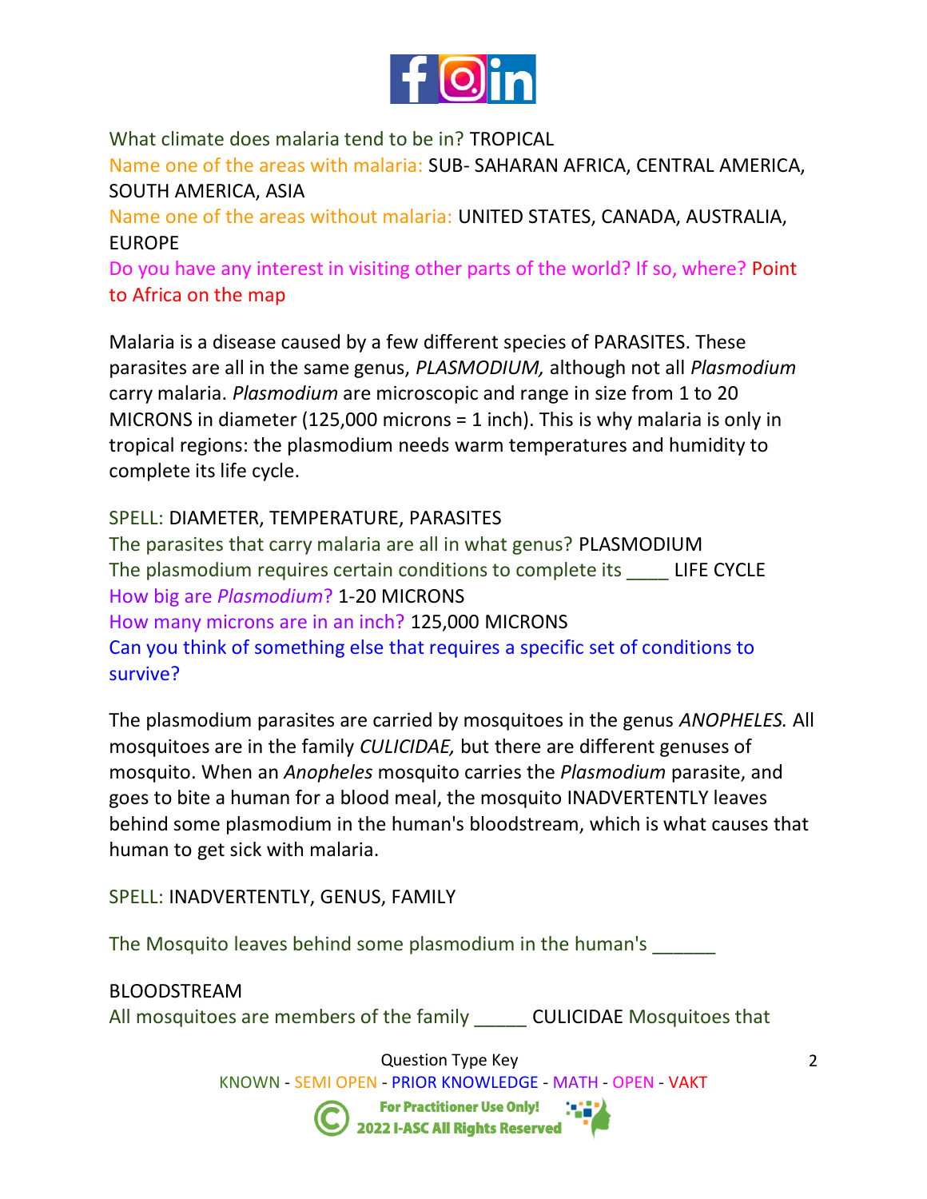What climate does malaria tend to be in? TROPICAL

Name one of the areas with malaria: SUB- SAHARAN AFRICA, CENTRAL AMERICA, SOUTH AMERICA, ASIA

Name one of the areas without malaria: UNITED STATES, CANADA, AUSTRALIA, EUROPE

Do you have any interest in visiting other parts of the world? If so, where? Point to Africa on the map

Malaria is a disease caused by a few different species of PARASITES. These parasites are all in the same genus, *PLASMODIUM,* although not all *Plasmodium* carry malaria. *Plasmodium* are microscopic and range in size from 1 to 20 MICRONS in diameter (125,000 microns = 1 inch). This is why malaria is only in tropical regions: the plasmodium needs warm temperatures and humidity to complete its life cycle.

SPELL: DIAMETER, TEMPERATURE, PARASITES

The parasites that carry malaria are all in what genus? PLASMODIUM

The plasmodium requires certain conditions to complete its ____ LIFE CYCLE

How big are *Plasmodium*? 1-20 MICRONS

How many microns are in an inch? 125,000 MICRONS

Can you think of something else that requires a specific set of conditions to survive?

The plasmodium parasites are carried by mosquitoes in the genus *ANOPHELES.* All mosquitoes are in the family *CULICIDAE,* but there are different genuses of mosquito. When an *Anopheles* mosquito carries the *Plasmodium* parasite, and goes to bite a human for a blood meal, the mosquito INADVERTENTLY leaves behind some plasmodium in the human's bloodstream, which is what causes that human to get sick with malaria.

SPELL: INADVERTENTLY, GENUS, FAMILY

The Mosquito leaves behind some plasmodium in the human's ______

BLOODSTREAM

All mosquitoes are members of the family _____ CULICIDAE Mosquitoes that

Question Type Key

KNOWN - SEMI OPEN - PRIOR KNOWLEDGE - MATH - OPEN - VAKT

For Practitioner Use Only!
© 2022 I-ASC All Rights Reserved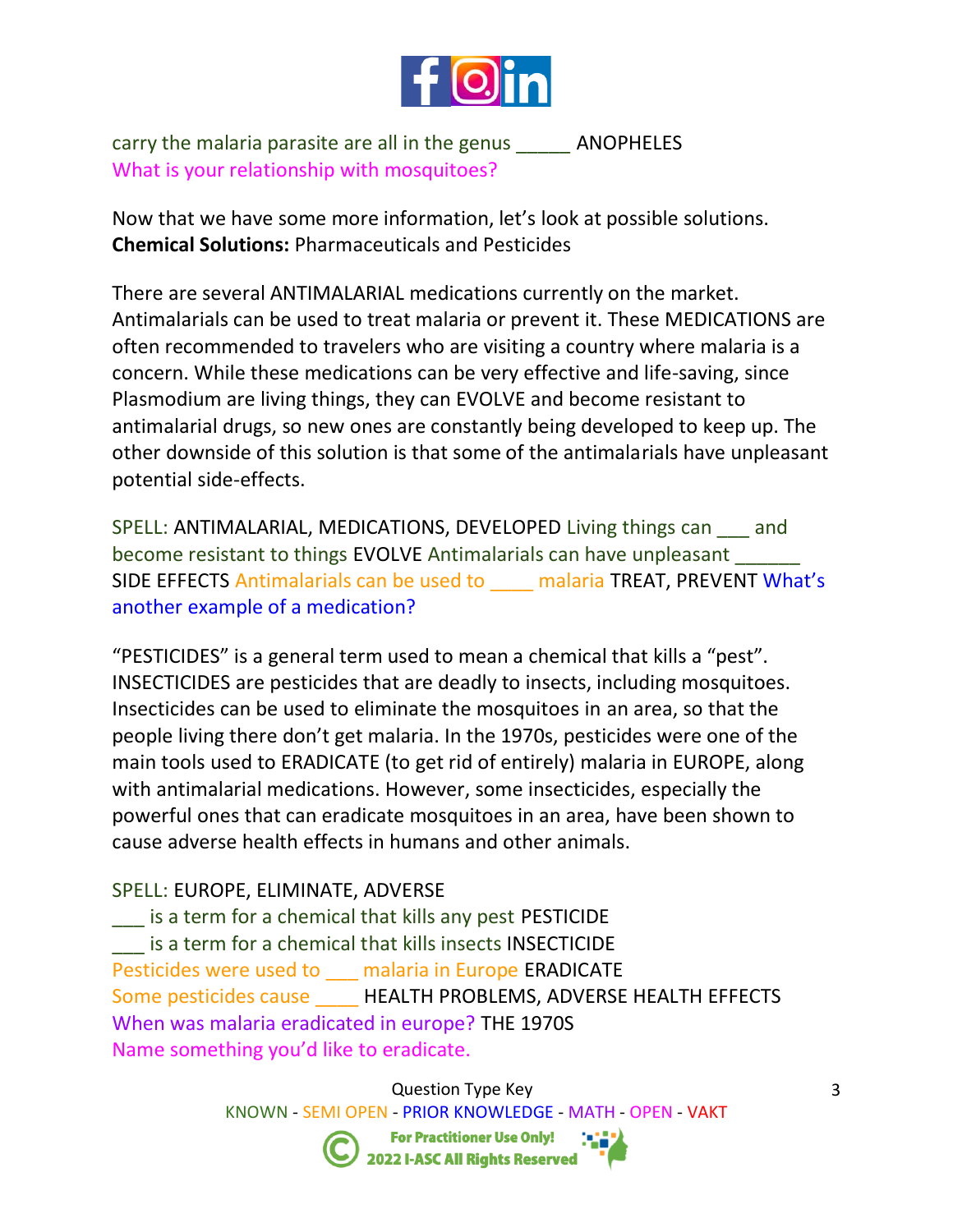carry the malaria parasite are all in the genus _____ ANOPHELES
What is your relationship with mosquitoes?

Now that we have some more information, let's look at possible solutions.
**Chemical Solutions:** Pharmaceuticals and Pesticides

There are several ANTIMALARIAL medications currently on the market. Antimalarials can be used to treat malaria or prevent it. These MEDICATIONS are often recommended to travelers who are visiting a country where malaria is a concern. While these medications can be very effective and life-saving, since Plasmodium are living things, they can EVOLVE and become resistant to antimalarial drugs, so new ones are constantly being developed to keep up. The other downside of this solution is that some of the antimalarials have unpleasant potential side-effects.

SPELL: ANTIMALARIAL, MEDICATIONS, DEVELOPED Living things can ___ and become resistant to things EVOLVE Antimalarials can have unpleasant ______ SIDE EFFECTS Antimalarials can be used to ____ malaria TREAT, PREVENT What's another example of a medication?

"PESTICIDES" is a general term used to mean a chemical that kills a "pest". INSECTICIDES are pesticides that are deadly to insects, including mosquitoes. Insecticides can be used to eliminate the mosquitoes in an area, so that the people living there don't get malaria. In the 1970s, pesticides were one of the main tools used to ERADICATE (to get rid of entirely) malaria in EUROPE, along with antimalarial medications. However, some insecticides, especially the powerful ones that can eradicate mosquitoes in an area, have been shown to cause adverse health effects in humans and other animals.

SPELL: EUROPE, ELIMINATE, ADVERSE
___ is a term for a chemical that kills any pest PESTICIDE
___ is a term for a chemical that kills insects INSECTICIDE
Pesticides were used to ___ malaria in Europe ERADICATE
Some pesticides cause ____ HEALTH PROBLEMS, ADVERSE HEALTH EFFECTS
When was malaria eradicated in europe? THE 1970S
Name something you'd like to eradicate.

Question Type Key
KNOWN - SEMI OPEN - PRIOR KNOWLEDGE - MATH - OPEN - VAKT

For Practitioner Use Only!
2022 I-ASC All Rights Reserved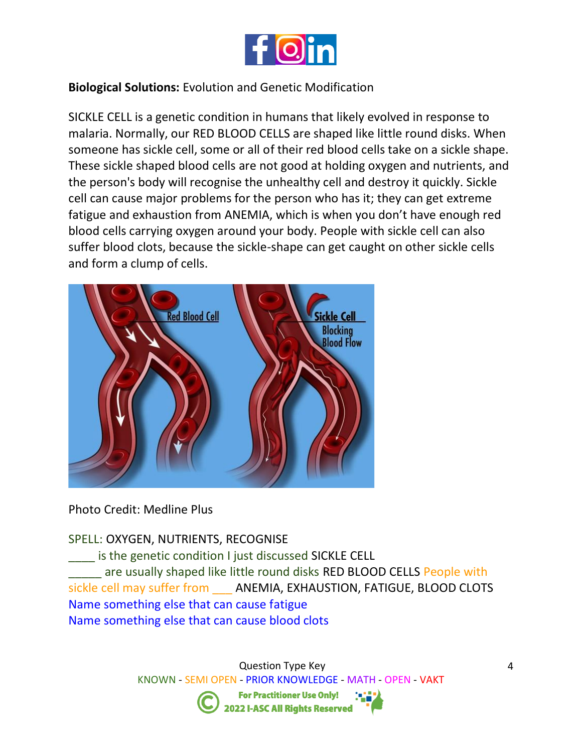**Biological Solutions:** Evolution and Genetic Modification

SICKLE CELL is a genetic condition in humans that likely evolved in response to malaria. Normally, our RED BLOOD CELLS are shaped like little round disks. When someone has sickle cell, some or all of their red blood cells take on a sickle shape. These sickle shaped blood cells are not good at holding oxygen and nutrients, and the person's body will recognise the unhealthy cell and destroy it quickly. Sickle cell can cause major problems for the person who has it; they can get extreme fatigue and exhaustion from ANEMIA, which is when you don't have enough red blood cells carrying oxygen around your body. People with sickle cell can also suffer blood clots, because the sickle-shape can get caught on other sickle cells and form a clump of cells.

Photo Credit: Medline Plus

SPELL: OXYGEN, NUTRIENTS, RECOGNISE

____ is the genetic condition I just discussed SICKLE CELL

_____ are usually shaped like little round disks RED BLOOD CELLS People with sickle cell may suffer from ___ ANEMIA, EXHAUSTION, FATIGUE, BLOOD CLOTS

Name something else that can cause fatigue

Name something else that can cause blood clots

Question Type Key

KNOWN - SEMI OPEN - PRIOR KNOWLEDGE - MATH - OPEN - VAKT

For Practitioner Use Only!
2022 I-ASC All Rights Reserved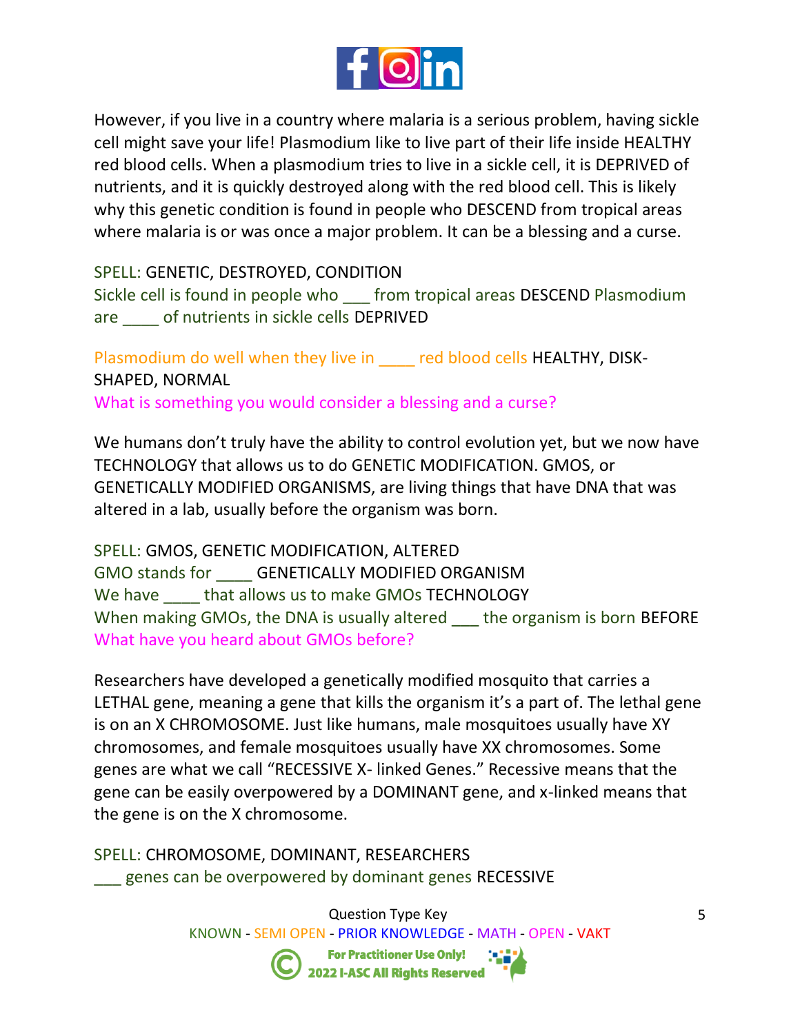However, if you live in a country where malaria is a serious problem, having sickle cell might save your life! Plasmodium like to live part of their life inside HEALTHY red blood cells. When a plasmodium tries to live in a sickle cell, it is DEPRIVED of nutrients, and it is quickly destroyed along with the red blood cell. This is likely why this genetic condition is found in people who DESCEND from tropical areas where malaria is or was once a major problem. It can be a blessing and a curse.

SPELL: GENETIC, DESTROYED, CONDITION
Sickle cell is found in people who ___ from tropical areas DESCEND Plasmodium are ____ of nutrients in sickle cells DEPRIVED

Plasmodium do well when they live in ____ red blood cells HEALTHY, DISK-SHAPED, NORMAL
What is something you would consider a blessing and a curse?

We humans don't truly have the ability to control evolution yet, but we now have TECHNOLOGY that allows us to do GENETIC MODIFICATION. GMOS, or GENETICALLY MODIFIED ORGANISMS, are living things that have DNA that was altered in a lab, usually before the organism was born.

SPELL: GMOS, GENETIC MODIFICATION, ALTERED
GMO stands for ____ GENETICALLY MODIFIED ORGANISM
We have ____ that allows us to make GMOs TECHNOLOGY
When making GMOs, the DNA is usually altered ___ the organism is born BEFORE
What have you heard about GMOs before?

Researchers have developed a genetically modified mosquito that carries a LETHAL gene, meaning a gene that kills the organism it's a part of. The lethal gene is on an X CHROMOSOME. Just like humans, male mosquitoes usually have XY chromosomes, and female mosquitoes usually have XX chromosomes. Some genes are what we call "RECESSIVE X- linked Genes." Recessive means that the gene can be easily overpowered by a DOMINANT gene, and x-linked means that the gene is on the X chromosome.

SPELL: CHROMOSOME, DOMINANT, RESEARCHERS
___ genes can be overpowered by dominant genes RECESSIVE

Question Type Key
KNOWN - SEMI OPEN - PRIOR KNOWLEDGE - MATH - OPEN - VAKT

For Practitioner Use Only!
© 2022 I-ASC All Rights Reserved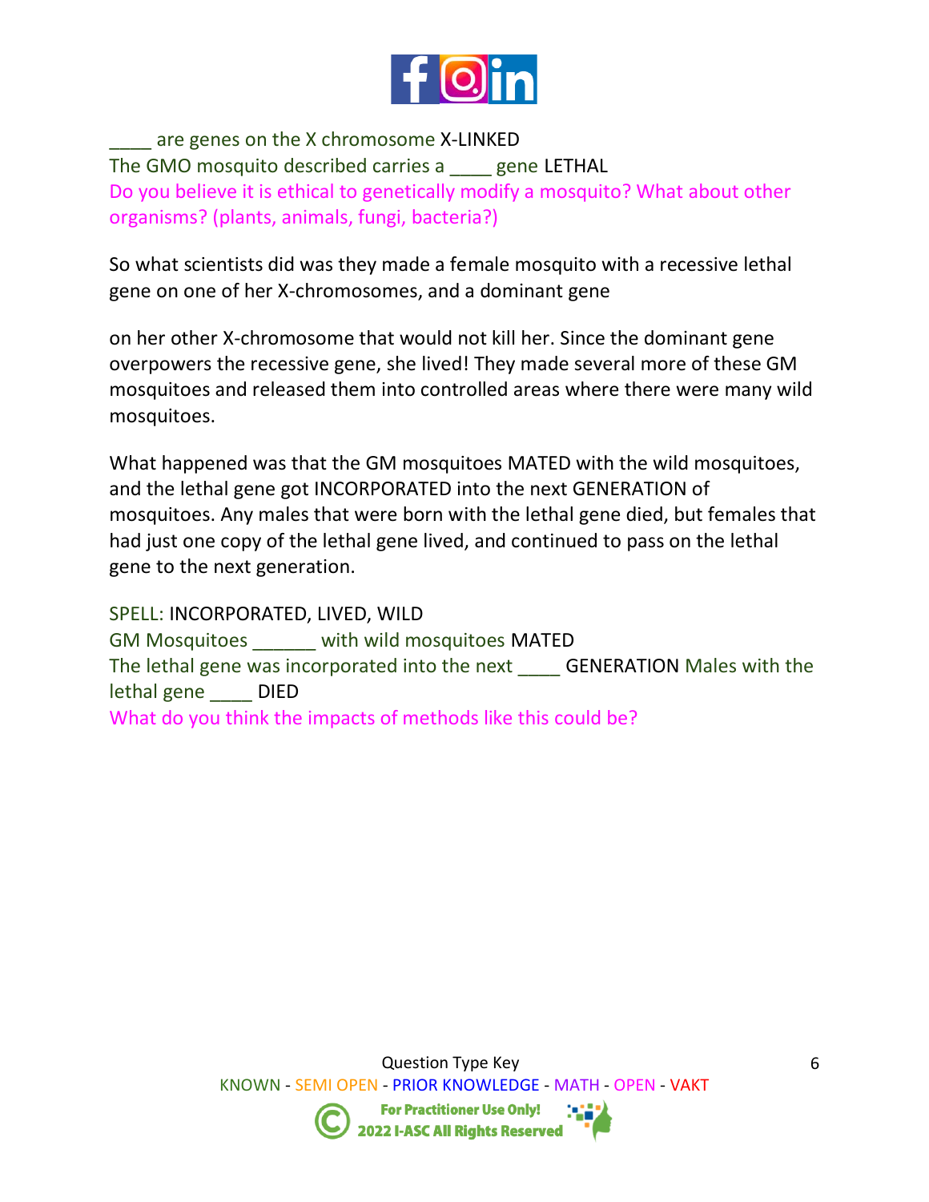____ are genes on the X chromosome X-LINKED
The GMO mosquito described carries a ____ gene LETHAL
Do you believe it is ethical to genetically modify a mosquito? What about other organisms? (plants, animals, fungi, bacteria?)

So what scientists did was they made a female mosquito with a recessive lethal gene on one of her X-chromosomes, and a dominant gene

on her other X-chromosome that would not kill her. Since the dominant gene overpowers the recessive gene, she lived! They made several more of these GM mosquitoes and released them into controlled areas where there were many wild mosquitoes.

What happened was that the GM mosquitoes MATED with the wild mosquitoes, and the lethal gene got INCORPORATED into the next GENERATION of mosquitoes. Any males that were born with the lethal gene died, but females that had just one copy of the lethal gene lived, and continued to pass on the lethal gene to the next generation.

SPELL: INCORPORATED, LIVED, WILD
GM Mosquitoes ______ with wild mosquitoes MATED
The lethal gene was incorporated into the next ____ GENERATION Males with the lethal gene ____ DIED
What do you think the impacts of methods like this could be?

Question Type Key
KNOWN - SEMI OPEN - PRIOR KNOWLEDGE - MATH - OPEN - VAKT

For Practitioner Use Only!
2022 I-ASC All Rights Reserved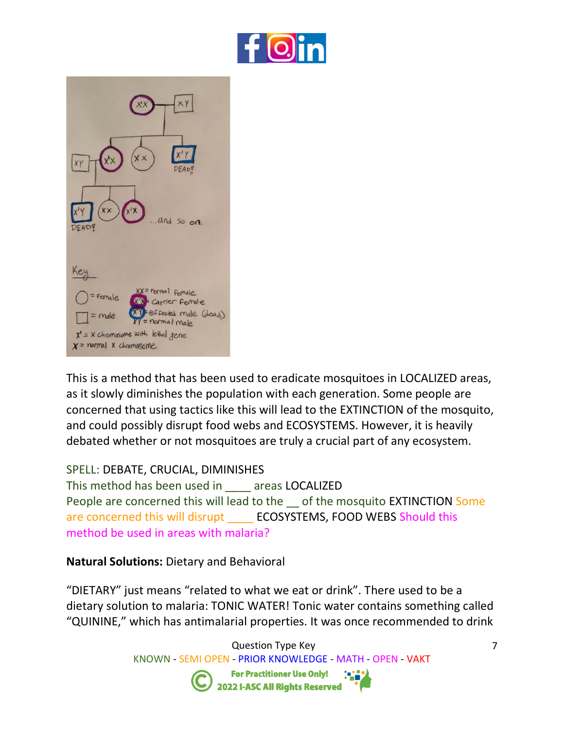This is a method that has been used to eradicate mosquitoes in LOCALIZED areas, as it slowly diminishes the population with each generation. Some people are concerned that using tactics like this will lead to the EXTINCTION of the mosquito, and could possibly disrupt food webs and ECOSYSTEMS. However, it is heavily debated whether or not mosquitoes are truly a crucial part of any ecosystem.

SPELL: DEBATE, CRUCIAL, DIMINISHES
This method has been used in ____ areas LOCALIZED
People are concerned this will lead to the __ of the mosquito EXTINCTION Some are concerned this will disrupt ____ ECOSYSTEMS, FOOD WEBS Should this method be used in areas with malaria?

**Natural Solutions:** Dietary and Behavioral

"DIETARY" just means "related to what we eat or drink". There used to be a dietary solution to malaria: TONIC WATER! Tonic water contains something called "QUININE," which has antimalarial properties. It was once recommended to drink

Question Type Key
KNOWN - SEMI OPEN - PRIOR KNOWLEDGE - MATH - OPEN - VAKT

For Practitioner Use Only!
2022 I-ASC All Rights Reserved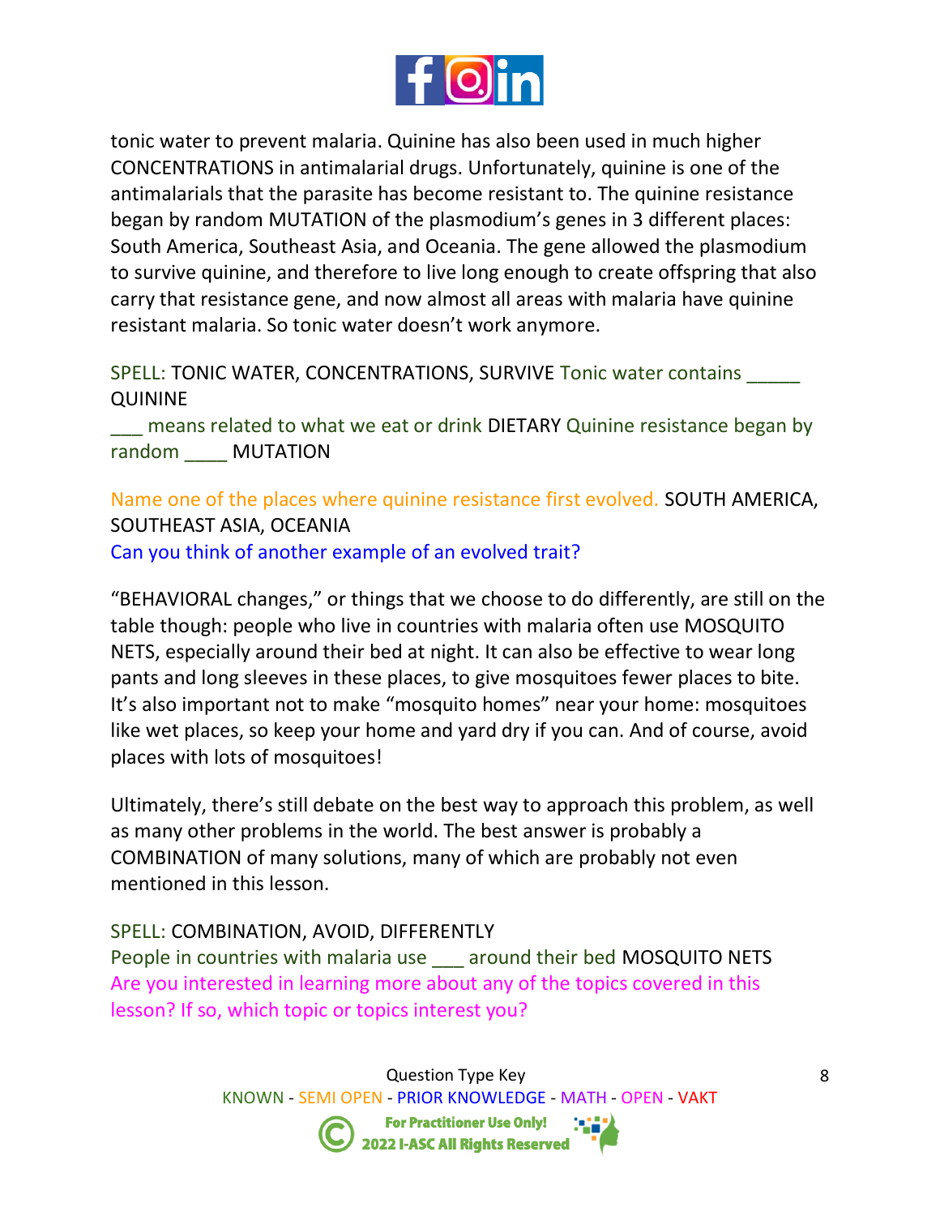tonic water to prevent malaria. Quinine has also been used in much higher CONCENTRATIONS in antimalarial drugs. Unfortunately, quinine is one of the antimalarials that the parasite has become resistant to. The quinine resistance began by random MUTATION of the plasmodium's genes in 3 different places: South America, Southeast Asia, and Oceania. The gene allowed the plasmodium to survive quinine, and therefore to live long enough to create offspring that also carry that resistance gene, and now almost all areas with malaria have quinine resistant malaria. So tonic water doesn't work anymore.

SPELL: TONIC WATER, CONCENTRATIONS, SURVIVE Tonic water contains _____ QUININE
___ means related to what we eat or drink DIETARY Quinine resistance began by random ____ MUTATION

Name one of the places where quinine resistance first evolved. SOUTH AMERICA, SOUTHEAST ASIA, OCEANIA
Can you think of another example of an evolved trait?

"BEHAVIORAL changes," or things that we choose to do differently, are still on the table though: people who live in countries with malaria often use MOSQUITO NETS, especially around their bed at night. It can also be effective to wear long pants and long sleeves in these places, to give mosquitoes fewer places to bite. It's also important not to make "mosquito homes" near your home: mosquitoes like wet places, so keep your home and yard dry if you can. And of course, avoid places with lots of mosquitoes!

Ultimately, there's still debate on the best way to approach this problem, as well as many other problems in the world. The best answer is probably a COMBINATION of many solutions, many of which are probably not even mentioned in this lesson.

SPELL: COMBINATION, AVOID, DIFFERENTLY
People in countries with malaria use ___ around their bed MOSQUITO NETS
Are you interested in learning more about any of the topics covered in this lesson? If so, which topic or topics interest you?

Question Type Key
KNOWN - SEMI OPEN - PRIOR KNOWLEDGE - MATH - OPEN - VAKT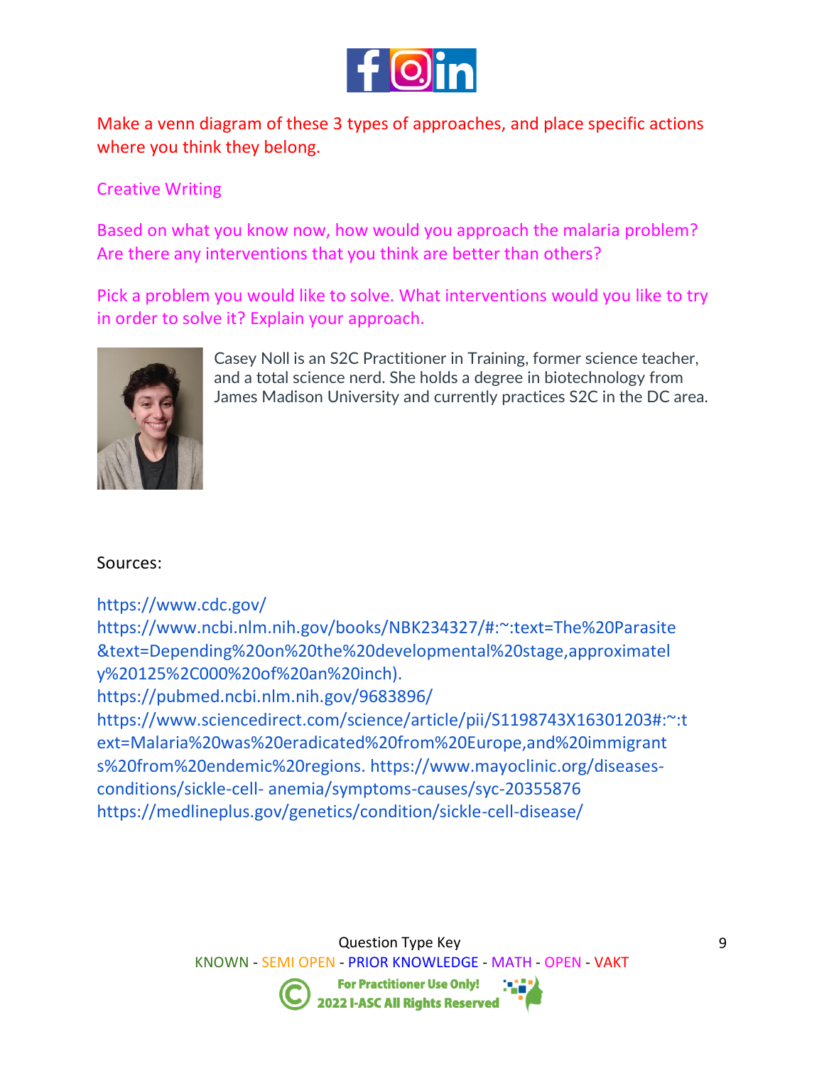Make a venn diagram of these 3 types of approaches, and place specific actions where you think they belong.

Creative Writing

Based on what you know now, how would you approach the malaria problem? Are there any interventions that you think are better than others?

Pick a problem you would like to solve. What interventions would you like to try in order to solve it? Explain your approach.

Casey Noll is an S2C Practitioner in Training, former science teacher, and a total science nerd. She holds a degree in biotechnology from James Madison University and currently practices S2C in the DC area.

Sources:

https://www.cdc.gov/
https://www.ncbi.nlm.nih.gov/books/NBK234327/#:~:text=The%20Parasite&text=Depending%20on%20the%20developmental%20stage,approximately%20125%2C000%20of%20an%20inch).
https://pubmed.ncbi.nlm.nih.gov/9683896/
https://www.sciencedirect.com/science/article/pii/S1198743X16301203#:~:text=Malaria%20was%20eradicated%20from%20Europe,and%20immigrants%20from%20endemic%20regions. https://www.mayoclinic.org/diseases-conditions/sickle-cell- anemia/symptoms-causes/syc-20355876
https://medlineplus.gov/genetics/condition/sickle-cell-disease/

Question Type Key
KNOWN - SEMI OPEN - PRIOR KNOWLEDGE - MATH - OPEN - VAKT

For Practitioner Use Only!
2022 I-ASC All Rights Reserved